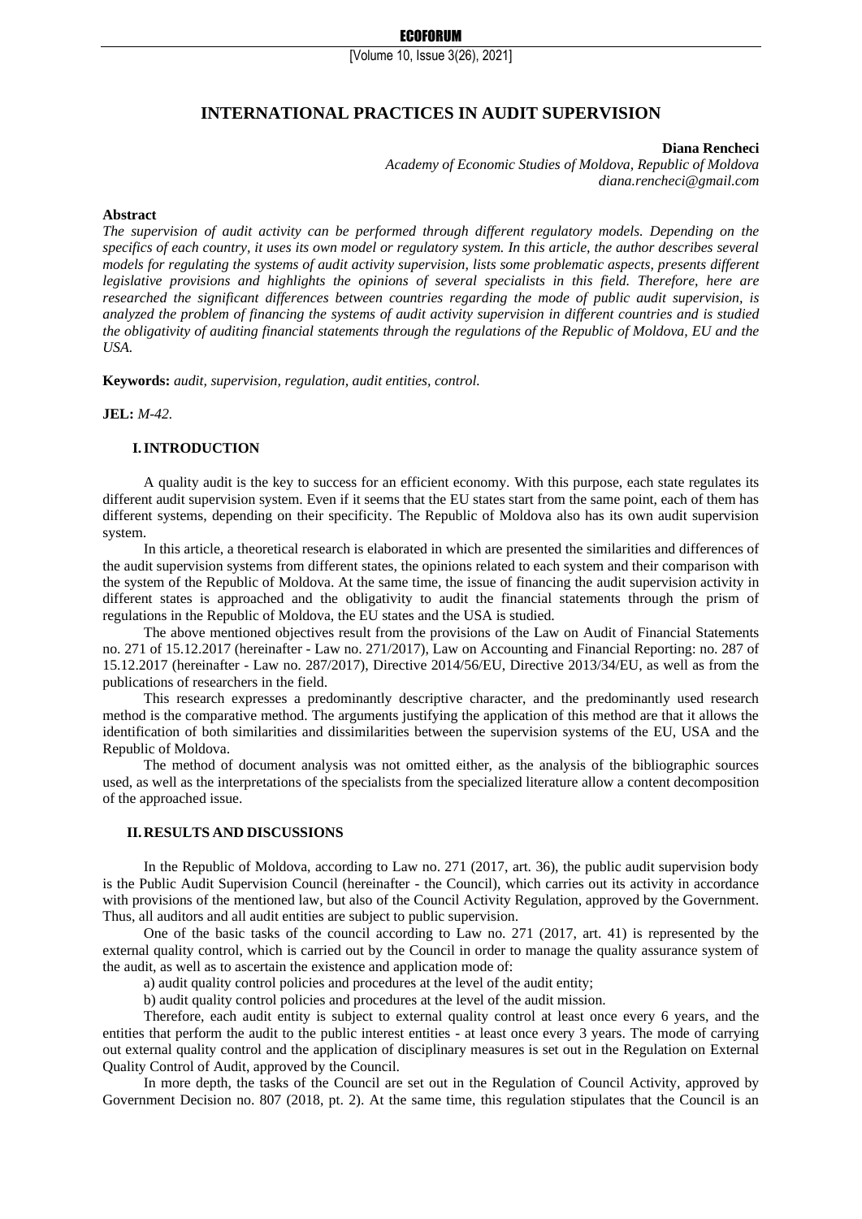# INTERNATIONAL PRACTICES IN AUDIT SUPERVISION

**Diana Rencheci**

*Academy of Economic Studies of Moldova, Republic of Moldova*
*diana.rencheci@gmail.com*

**Abstract**

*The supervision of audit activity can be performed through different regulatory models. Depending on the specifics of each country, it uses its own model or regulatory system. In this article, the author describes several models for regulating the systems of audit activity supervision, lists some problematic aspects, presents different legislative provisions and highlights the opinions of several specialists in this field. Therefore, here are researched the significant differences between countries regarding the mode of public audit supervision, is analyzed the problem of financing the systems of audit activity supervision in different countries and is studied the obligativity of auditing financial statements through the regulations of the Republic of Moldova, EU and the USA.*

**Keywords:** *audit, supervision, regulation, audit entities, control.*

**JEL:** *M-42.*

## I. INTRODUCTION

A quality audit is the key to success for an efficient economy. With this purpose, each state regulates its different audit supervision system. Even if it seems that the EU states start from the same point, each of them has different systems, depending on their specificity. The Republic of Moldova also has its own audit supervision system.

In this article, a theoretical research is elaborated in which are presented the similarities and differences of the audit supervision systems from different states, the opinions related to each system and their comparison with the system of the Republic of Moldova. At the same time, the issue of financing the audit supervision activity in different states is approached and the obligativity to audit the financial statements through the prism of regulations in the Republic of Moldova, the EU states and the USA is studied.

The above mentioned objectives result from the provisions of the Law on Audit of Financial Statements no. 271 of 15.12.2017 (hereinafter - Law no. 271/2017), Law on Accounting and Financial Reporting: no. 287 of 15.12.2017 (hereinafter - Law no. 287/2017), Directive 2014/56/EU, Directive 2013/34/EU, as well as from the publications of researchers in the field.

This research expresses a predominantly descriptive character, and the predominantly used research method is the comparative method. The arguments justifying the application of this method are that it allows the identification of both similarities and dissimilarities between the supervision systems of the EU, USA and the Republic of Moldova.

The method of document analysis was not omitted either, as the analysis of the bibliographic sources used, as well as the interpretations of the specialists from the specialized literature allow a content decomposition of the approached issue.

## II. RESULTS AND DISCUSSIONS

In the Republic of Moldova, according to Law no. 271 (2017, art. 36), the public audit supervision body is the Public Audit Supervision Council (hereinafter - the Council), which carries out its activity in accordance with provisions of the mentioned law, but also of the Council Activity Regulation, approved by the Government. Thus, all auditors and all audit entities are subject to public supervision.

One of the basic tasks of the council according to Law no. 271 (2017, art. 41) is represented by the external quality control, which is carried out by the Council in order to manage the quality assurance system of the audit, as well as to ascertain the existence and application mode of:

a) audit quality control policies and procedures at the level of the audit entity;

b) audit quality control policies and procedures at the level of the audit mission.

Therefore, each audit entity is subject to external quality control at least once every 6 years, and the entities that perform the audit to the public interest entities - at least once every 3 years. The mode of carrying out external quality control and the application of disciplinary measures is set out in the Regulation on External Quality Control of Audit, approved by the Council.

In more depth, the tasks of the Council are set out in the Regulation of Council Activity, approved by Government Decision no. 807 (2018, pt. 2). At the same time, this regulation stipulates that the Council is an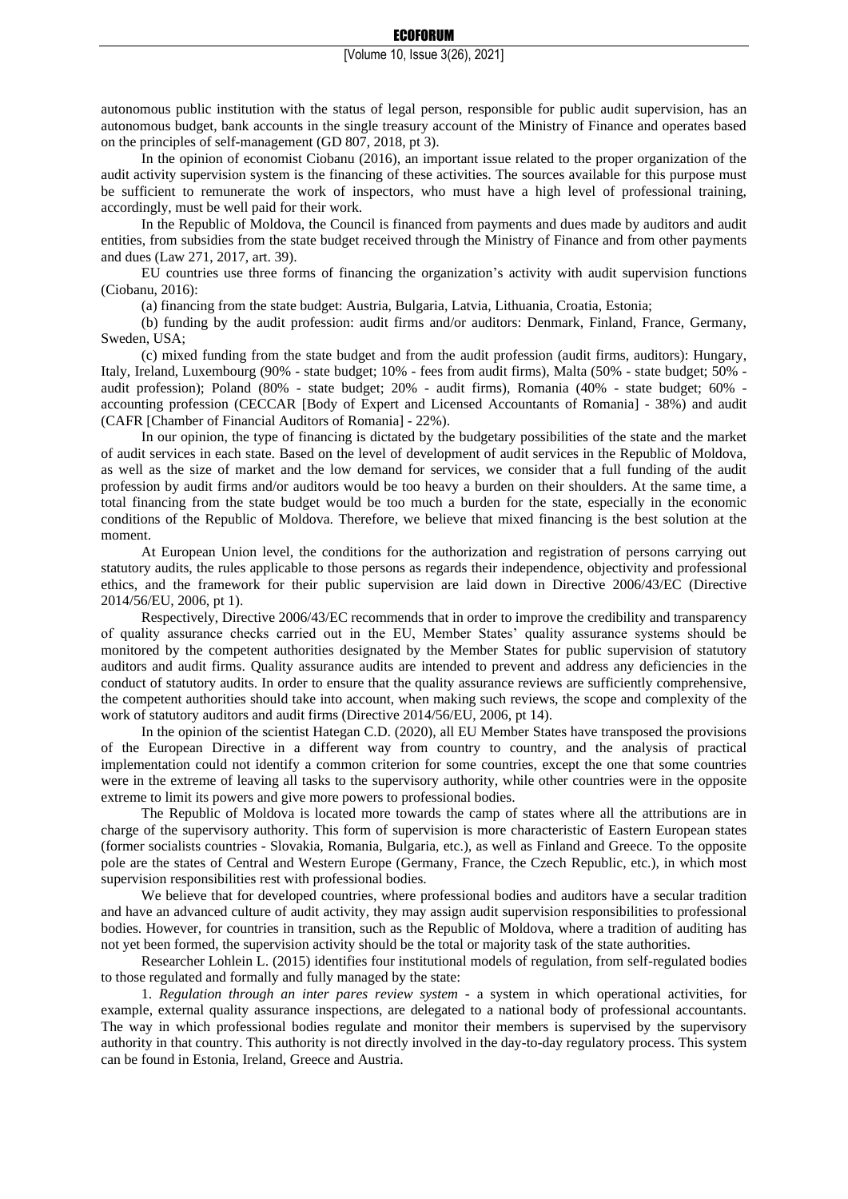autonomous public institution with the status of legal person, responsible for public audit supervision, has an autonomous budget, bank accounts in the single treasury account of the Ministry of Finance and operates based on the principles of self-management (GD 807, 2018, pt 3).

In the opinion of economist Ciobanu (2016), an important issue related to the proper organization of the audit activity supervision system is the financing of these activities. The sources available for this purpose must be sufficient to remunerate the work of inspectors, who must have a high level of professional training, accordingly, must be well paid for their work.

In the Republic of Moldova, the Council is financed from payments and dues made by auditors and audit entities, from subsidies from the state budget received through the Ministry of Finance and from other payments and dues (Law 271, 2017, art. 39).

EU countries use three forms of financing the organization's activity with audit supervision functions (Ciobanu, 2016):

(a) financing from the state budget: Austria, Bulgaria, Latvia, Lithuania, Croatia, Estonia;

(b) funding by the audit profession: audit firms and/or auditors: Denmark, Finland, France, Germany, Sweden, USA;

(c) mixed funding from the state budget and from the audit profession (audit firms, auditors): Hungary, Italy, Ireland, Luxembourg (90% - state budget; 10% - fees from audit firms), Malta (50% - state budget; 50% - audit profession); Poland (80% - state budget; 20% - audit firms), Romania (40% - state budget; 60% - accounting profession (CECCAR [Body of Expert and Licensed Accountants of Romania] - 38%) and audit (CAFR [Chamber of Financial Auditors of Romania] - 22%).

In our opinion, the type of financing is dictated by the budgetary possibilities of the state and the market of audit services in each state. Based on the level of development of audit services in the Republic of Moldova, as well as the size of market and the low demand for services, we consider that a full funding of the audit profession by audit firms and/or auditors would be too heavy a burden on their shoulders. At the same time, a total financing from the state budget would be too much a burden for the state, especially in the economic conditions of the Republic of Moldova. Therefore, we believe that mixed financing is the best solution at the moment.

At European Union level, the conditions for the authorization and registration of persons carrying out statutory audits, the rules applicable to those persons as regards their independence, objectivity and professional ethics, and the framework for their public supervision are laid down in Directive 2006/43/EC (Directive 2014/56/EU, 2006, pt 1).

Respectively, Directive 2006/43/EC recommends that in order to improve the credibility and transparency of quality assurance checks carried out in the EU, Member States' quality assurance systems should be monitored by the competent authorities designated by the Member States for public supervision of statutory auditors and audit firms. Quality assurance audits are intended to prevent and address any deficiencies in the conduct of statutory audits. In order to ensure that the quality assurance reviews are sufficiently comprehensive, the competent authorities should take into account, when making such reviews, the scope and complexity of the work of statutory auditors and audit firms (Directive 2014/56/EU, 2006, pt 14).

In the opinion of the scientist Hategan C.D. (2020), all EU Member States have transposed the provisions of the European Directive in a different way from country to country, and the analysis of practical implementation could not identify a common criterion for some countries, except the one that some countries were in the extreme of leaving all tasks to the supervisory authority, while other countries were in the opposite extreme to limit its powers and give more powers to professional bodies.

The Republic of Moldova is located more towards the camp of states where all the attributions are in charge of the supervisory authority. This form of supervision is more characteristic of Eastern European states (former socialists countries - Slovakia, Romania, Bulgaria, etc.), as well as Finland and Greece. To the opposite pole are the states of Central and Western Europe (Germany, France, the Czech Republic, etc.), in which most supervision responsibilities rest with professional bodies.

We believe that for developed countries, where professional bodies and auditors have a secular tradition and have an advanced culture of audit activity, they may assign audit supervision responsibilities to professional bodies. However, for countries in transition, such as the Republic of Moldova, where a tradition of auditing has not yet been formed, the supervision activity should be the total or majority task of the state authorities.

Researcher Lohlein L. (2015) identifies four institutional models of regulation, from self-regulated bodies to those regulated and formally and fully managed by the state:

1. *Regulation through an inter pares review system* - a system in which operational activities, for example, external quality assurance inspections, are delegated to a national body of professional accountants. The way in which professional bodies regulate and monitor their members is supervised by the supervisory authority in that country. This authority is not directly involved in the day-to-day regulatory process. This system can be found in Estonia, Ireland, Greece and Austria.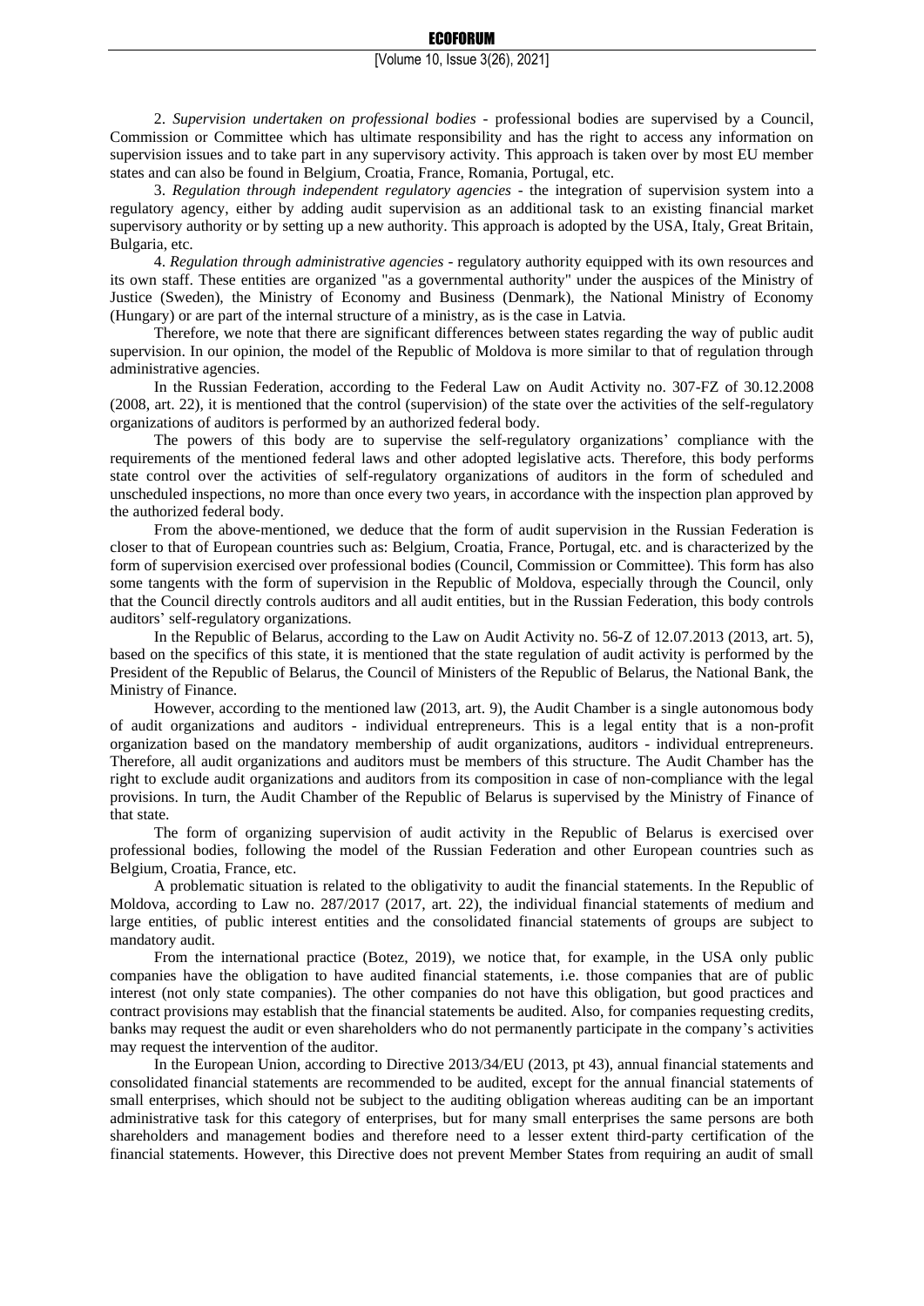2. *Supervision undertaken on professional bodies* - professional bodies are supervised by a Council, Commission or Committee which has ultimate responsibility and has the right to access any information on supervision issues and to take part in any supervisory activity. This approach is taken over by most EU member states and can also be found in Belgium, Croatia, France, Romania, Portugal, etc.

3. *Regulation through independent regulatory agencies* - the integration of supervision system into a regulatory agency, either by adding audit supervision as an additional task to an existing financial market supervisory authority or by setting up a new authority. This approach is adopted by the USA, Italy, Great Britain, Bulgaria, etc.

4. *Regulation through administrative agencies* - regulatory authority equipped with its own resources and its own staff. These entities are organized "as a governmental authority" under the auspices of the Ministry of Justice (Sweden), the Ministry of Economy and Business (Denmark), the National Ministry of Economy (Hungary) or are part of the internal structure of a ministry, as is the case in Latvia.

Therefore, we note that there are significant differences between states regarding the way of public audit supervision. In our opinion, the model of the Republic of Moldova is more similar to that of regulation through administrative agencies.

In the Russian Federation, according to the Federal Law on Audit Activity no. 307-FZ of 30.12.2008 (2008, art. 22), it is mentioned that the control (supervision) of the state over the activities of the self-regulatory organizations of auditors is performed by an authorized federal body.

The powers of this body are to supervise the self-regulatory organizations' compliance with the requirements of the mentioned federal laws and other adopted legislative acts. Therefore, this body performs state control over the activities of self-regulatory organizations of auditors in the form of scheduled and unscheduled inspections, no more than once every two years, in accordance with the inspection plan approved by the authorized federal body.

From the above-mentioned, we deduce that the form of audit supervision in the Russian Federation is closer to that of European countries such as: Belgium, Croatia, France, Portugal, etc. and is characterized by the form of supervision exercised over professional bodies (Council, Commission or Committee). This form has also some tangents with the form of supervision in the Republic of Moldova, especially through the Council, only that the Council directly controls auditors and all audit entities, but in the Russian Federation, this body controls auditors' self-regulatory organizations.

In the Republic of Belarus, according to the Law on Audit Activity no. 56-Z of 12.07.2013 (2013, art. 5), based on the specifics of this state, it is mentioned that the state regulation of audit activity is performed by the President of the Republic of Belarus, the Council of Ministers of the Republic of Belarus, the National Bank, the Ministry of Finance.

However, according to the mentioned law (2013, art. 9), the Audit Chamber is a single autonomous body of audit organizations and auditors - individual entrepreneurs. This is a legal entity that is a non-profit organization based on the mandatory membership of audit organizations, auditors - individual entrepreneurs. Therefore, all audit organizations and auditors must be members of this structure. The Audit Chamber has the right to exclude audit organizations and auditors from its composition in case of non-compliance with the legal provisions. In turn, the Audit Chamber of the Republic of Belarus is supervised by the Ministry of Finance of that state.

The form of organizing supervision of audit activity in the Republic of Belarus is exercised over professional bodies, following the model of the Russian Federation and other European countries such as Belgium, Croatia, France, etc.

A problematic situation is related to the obligativity to audit the financial statements. In the Republic of Moldova, according to Law no. 287/2017 (2017, art. 22), the individual financial statements of medium and large entities, of public interest entities and the consolidated financial statements of groups are subject to mandatory audit.

From the international practice (Botez, 2019), we notice that, for example, in the USA only public companies have the obligation to have audited financial statements, i.e. those companies that are of public interest (not only state companies). The other companies do not have this obligation, but good practices and contract provisions may establish that the financial statements be audited. Also, for companies requesting credits, banks may request the audit or even shareholders who do not permanently participate in the company's activities may request the intervention of the auditor.

In the European Union, according to Directive 2013/34/EU (2013, pt 43), annual financial statements and consolidated financial statements are recommended to be audited, except for the annual financial statements of small enterprises, which should not be subject to the auditing obligation whereas auditing can be an important administrative task for this category of enterprises, but for many small enterprises the same persons are both shareholders and management bodies and therefore need to a lesser extent third-party certification of the financial statements. However, this Directive does not prevent Member States from requiring an audit of small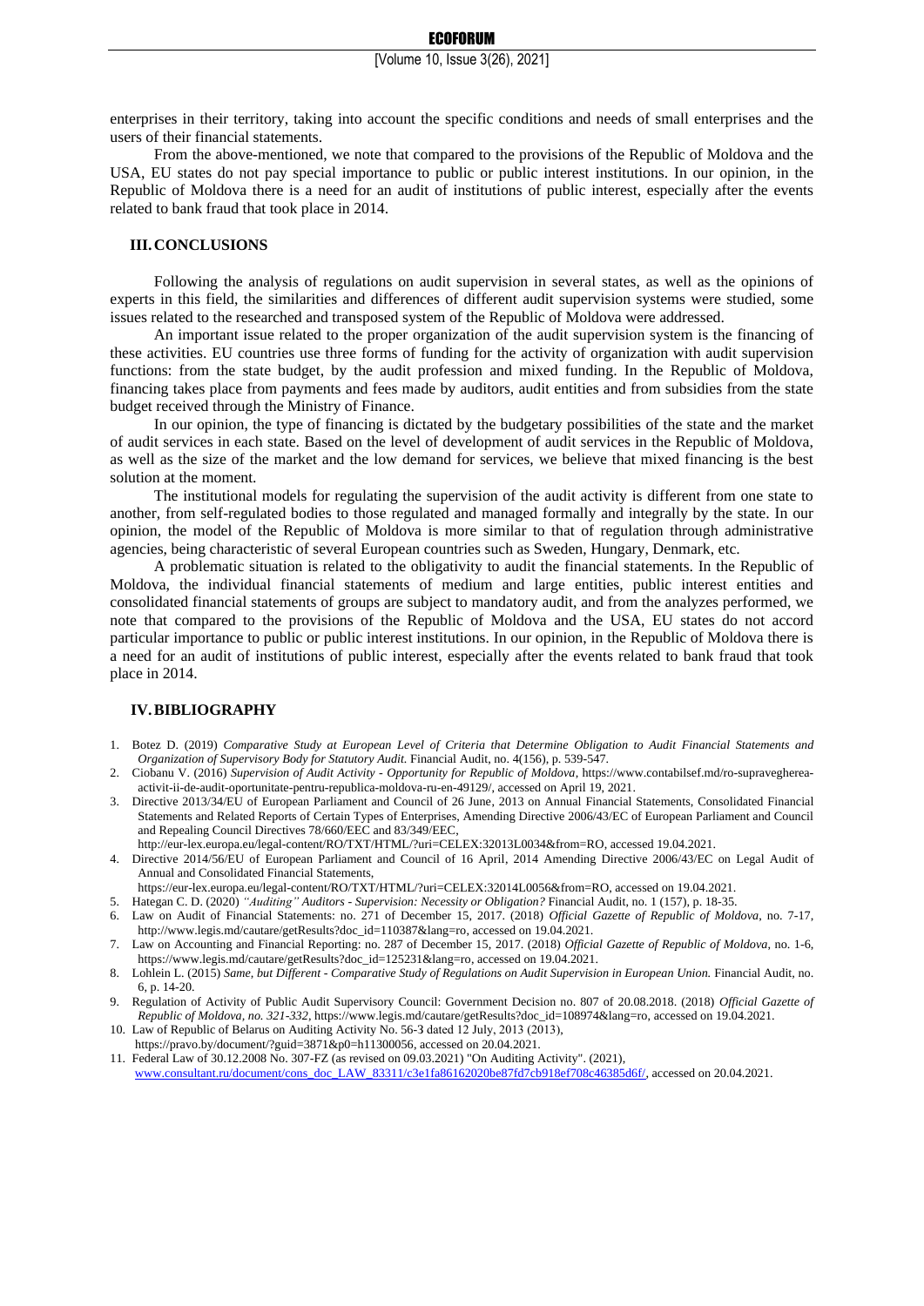enterprises in their territory, taking into account the specific conditions and needs of small enterprises and the users of their financial statements.

From the above-mentioned, we note that compared to the provisions of the Republic of Moldova and the USA, EU states do not pay special importance to public or public interest institutions. In our opinion, in the Republic of Moldova there is a need for an audit of institutions of public interest, especially after the events related to bank fraud that took place in 2014.

## III. CONCLUSIONS

Following the analysis of regulations on audit supervision in several states, as well as the opinions of experts in this field, the similarities and differences of different audit supervision systems were studied, some issues related to the researched and transposed system of the Republic of Moldova were addressed.

An important issue related to the proper organization of the audit supervision system is the financing of these activities. EU countries use three forms of funding for the activity of organization with audit supervision functions: from the state budget, by the audit profession and mixed funding. In the Republic of Moldova, financing takes place from payments and fees made by auditors, audit entities and from subsidies from the state budget received through the Ministry of Finance.

In our opinion, the type of financing is dictated by the budgetary possibilities of the state and the market of audit services in each state. Based on the level of development of audit services in the Republic of Moldova, as well as the size of the market and the low demand for services, we believe that mixed financing is the best solution at the moment.

The institutional models for regulating the supervision of the audit activity is different from one state to another, from self-regulated bodies to those regulated and managed formally and integrally by the state. In our opinion, the model of the Republic of Moldova is more similar to that of regulation through administrative agencies, being characteristic of several European countries such as Sweden, Hungary, Denmark, etc.

A problematic situation is related to the obligativity to audit the financial statements. In the Republic of Moldova, the individual financial statements of medium and large entities, public interest entities and consolidated financial statements of groups are subject to mandatory audit, and from the analyzes performed, we note that compared to the provisions of the Republic of Moldova and the USA, EU states do not accord particular importance to public or public interest institutions. In our opinion, in the Republic of Moldova there is a need for an audit of institutions of public interest, especially after the events related to bank fraud that took place in 2014.

## IV. BIBLIOGRAPHY

1. Botez D. (2019) *Comparative Study at European Level of Criteria that Determine Obligation to Audit Financial Statements and Organization of Supervisory Body for Statutory Audit.* Financial Audit, no. 4(156), p. 539-547.
2. Ciobanu V. (2016) *Supervision of Audit Activity - Opportunity for Republic of Moldova*, https://www.contabilsef.md/ro-supravegherea-activit-ii-de-audit-oportunitate-pentru-republica-moldova-ru-en-49129/, accessed on April 19, 2021.
3. Directive 2013/34/EU of European Parliament and Council of 26 June, 2013 on Annual Financial Statements, Consolidated Financial Statements and Related Reports of Certain Types of Enterprises, Amending Directive 2006/43/EC of European Parliament and Council and Repealing Council Directives 78/660/EEC and 83/349/EEC, http://eur-lex.europa.eu/legal-content/RO/TXT/HTML/?uri=CELEX:32013L0034&from=RO, accessed 19.04.2021.
4. Directive 2014/56/EU of European Parliament and Council of 16 April, 2014 Amending Directive 2006/43/EC on Legal Audit of Annual and Consolidated Financial Statements, https://eur-lex.europa.eu/legal-content/RO/TXT/HTML/?uri=CELEX:32014L0056&from=RO, accessed on 19.04.2021.
5. Hategan C. D. (2020) *"Auditing" Auditors - Supervision: Necessity or Obligation?* Financial Audit, no. 1 (157), p. 18-35.
6. Law on Audit of Financial Statements: no. 271 of December 15, 2017. (2018) *Official Gazette of Republic of Moldova*, no. 7-17, http://www.legis.md/cautare/getResults?doc_id=110387&lang=ro, accessed on 19.04.2021.
7. Law on Accounting and Financial Reporting: no. 287 of December 15, 2017. (2018) *Official Gazette of Republic of Moldova*, no. 1-6, https://www.legis.md/cautare/getResults?doc_id=125231&lang=ro, accessed on 19.04.2021.
8. Lohlein L. (2015) *Same, but Different - Comparative Study of Regulations on Audit Supervision in European Union.* Financial Audit, no. 6, p. 14-20.
9. Regulation of Activity of Public Audit Supervisory Council: Government Decision no. 807 of 20.08.2018. (2018) *Official Gazette of Republic of Moldova, no. 321-332*, https://www.legis.md/cautare/getResults?doc_id=108974&lang=ro, accessed on 19.04.2021.
10. Law of Republic of Belarus on Auditing Activity No. 56-3 dated 12 July, 2013 (2013), https://pravo.by/document/?guid=3871&p0=h11300056, accessed on 20.04.2021.
11. Federal Law of 30.12.2008 No. 307-FZ (as revised on 09.03.2021) "On Auditing Activity". (2021), www.consultant.ru/document/cons_doc_LAW_83311/c3e1fa86162020be87fd7cb918ef708c46385d6f/, accessed on 20.04.2021.